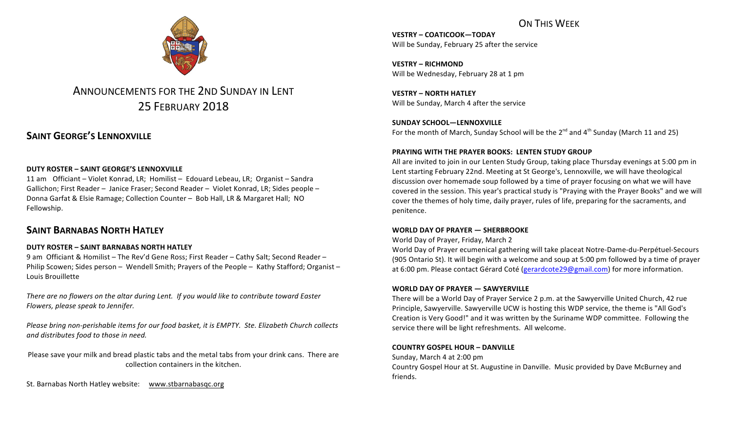# ANNOUNCEMENTS FOR THE 2ND SUNDAY IN LENT
# 25 FEBRUARY 2018

## SAINT GEORGE'S LENNOXVILLE

**DUTY ROSTER – SAINT GEORGE'S LENNOXVILLE**

11 am Officiant – Violet Konrad, LR; Homilist – Edouard Lebeau, LR; Organist – Sandra Gallichon; First Reader – Janice Fraser; Second Reader – Violet Konrad, LR; Sides people – Donna Garfat & Elsie Ramage; Collection Counter – Bob Hall, LR & Margaret Hall; NO Fellowship.

## SAINT BARNABAS NORTH HATLEY

**DUTY ROSTER – SAINT BARNABAS NORTH HATLEY**

9 am Officiant & Homilist – The Rev'd Gene Ross; First Reader – Cathy Salt; Second Reader – Philip Scowen; Sides person – Wendell Smith; Prayers of the People – Kathy Stafford; Organist – Louis Brouillette

*There are no flowers on the altar during Lent. If you would like to contribute toward Easter Flowers, please speak to Jennifer.*

*Please bring non-perishable items for our food basket, it is EMPTY. Ste. Elizabeth Church collects and distributes food to those in need.*

Please save your milk and bread plastic tabs and the metal tabs from your drink cans. There are collection containers in the kitchen.

St. Barnabas North Hatley website: www.stbarnabasqc.org

## ON THIS WEEK

**VESTRY – COATICOOK—TODAY**
Will be Sunday, February 25 after the service

**VESTRY – RICHMOND**
Will be Wednesday, February 28 at 1 pm

**VESTRY – NORTH HATLEY**
Will be Sunday, March 4 after the service

**SUNDAY SCHOOL—LENNOXVILLE**
For the month of March, Sunday School will be the 2nd and 4th Sunday (March 11 and 25)

**PRAYING WITH THE PRAYER BOOKS: LENTEN STUDY GROUP**

All are invited to join in our Lenten Study Group, taking place Thursday evenings at 5:00 pm in Lent starting February 22nd. Meeting at St George's, Lennoxville, we will have theological discussion over homemade soup followed by a time of prayer focusing on what we will have covered in the session. This year's practical study is "Praying with the Prayer Books" and we will cover the themes of holy time, daily prayer, rules of life, preparing for the sacraments, and penitence.

**WORLD DAY OF PRAYER — SHERBROOKE**

World Day of Prayer, Friday, March 2

World Day of Prayer ecumenical gathering will take placeat Notre-Dame-du-Perpétuel-Secours (905 Ontario St). It will begin with a welcome and soup at 5:00 pm followed by a time of prayer at 6:00 pm. Please contact Gérard Coté (gerardcote29@gmail.com) for more information.

**WORLD DAY OF PRAYER — SAWYERVILLE**

There will be a World Day of Prayer Service 2 p.m. at the Sawyerville United Church, 42 rue Principle, Sawyerville. Sawyerville UCW is hosting this WDP service, the theme is "All God's Creation is Very Good!" and it was written by the Suriname WDP committee. Following the service there will be light refreshments. All welcome.

**COUNTRY GOSPEL HOUR – DANVILLE**

Sunday, March 4 at 2:00 pm

Country Gospel Hour at St. Augustine in Danville. Music provided by Dave McBurney and friends.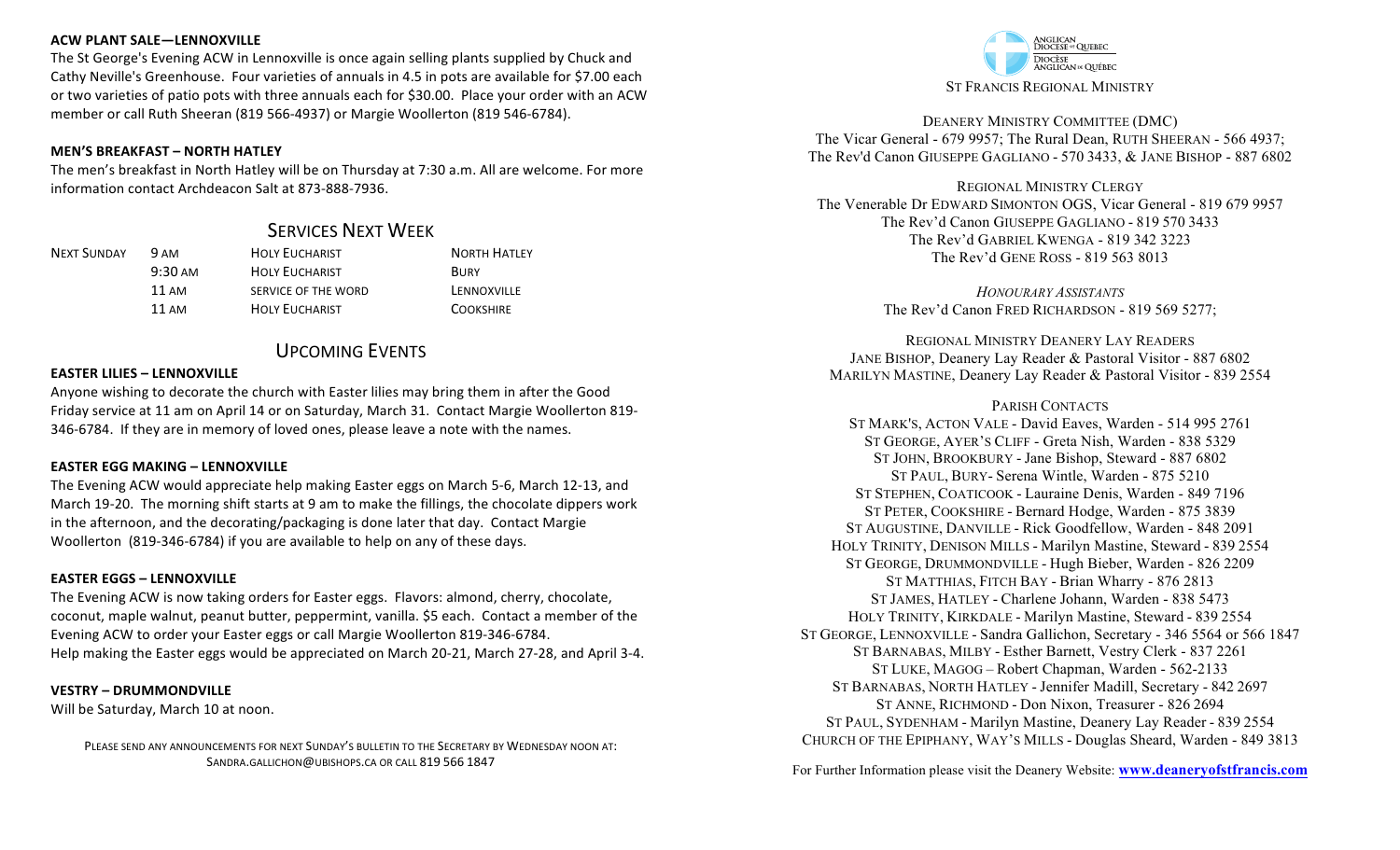#### ACW PLANT SALE—LENNOXVILLE

The St George's Evening ACW in Lennoxville is once again selling plants supplied by Chuck and Cathy Neville's Greenhouse. Four varieties of annuals in 4.5 in pots are available for $7.00 each or two varieties of patio pots with three annuals each for $30.00. Place your order with an ACW member or call Ruth Sheeran (819 566-4937) or Margie Woollerton (819 546-6784).

#### MEN'S BREAKFAST – NORTH HATLEY

The men's breakfast in North Hatley will be on Thursday at 7:30 a.m. All are welcome. For more information contact Archdeacon Salt at 873-888-7936.

## SERVICES NEXT WEEK

| | | | |
|---|---|---|---|
| NEXT SUNDAY | 9 AM | HOLY EUCHARIST | NORTH HATLEY |
| | 9:30 AM | HOLY EUCHARIST | BURY |
| | 11 AM | SERVICE OF THE WORD | LENNOXVILLE |
| | 11 AM | HOLY EUCHARIST | COOKSHIRE |

## UPCOMING EVENTS

#### EASTER LILIES – LENNOXVILLE

Anyone wishing to decorate the church with Easter lilies may bring them in after the Good Friday service at 11 am on April 14 or on Saturday, March 31. Contact Margie Woollerton 819-346-6784. If they are in memory of loved ones, please leave a note with the names.

#### EASTER EGG MAKING – LENNOXVILLE

The Evening ACW would appreciate help making Easter eggs on March 5-6, March 12-13, and March 19-20. The morning shift starts at 9 am to make the fillings, the chocolate dippers work in the afternoon, and the decorating/packaging is done later that day. Contact Margie Woollerton (819-346-6784) if you are available to help on any of these days.

#### EASTER EGGS – LENNOXVILLE

The Evening ACW is now taking orders for Easter eggs. Flavors: almond, cherry, chocolate, coconut, maple walnut, peanut butter, peppermint, vanilla. $5 each. Contact a member of the Evening ACW to order your Easter eggs or call Margie Woollerton 819-346-6784.
Help making the Easter eggs would be appreciated on March 20-21, March 27-28, and April 3-4.

#### VESTRY – DRUMMONDVILLE

Will be Saturday, March 10 at noon.

PLEASE SEND ANY ANNOUNCEMENTS FOR NEXT SUNDAY'S BULLETIN TO THE SECRETARY BY WEDNESDAY NOON AT: SANDRA.GALLICHON@UBISHOPS.CA OR CALL 819 566 1847

ANGLICAN DIOCESE OF QUEBEC
DIOCÈSE ANGLICAN DE QUÉBEC

ST FRANCIS REGIONAL MINISTRY

DEANERY MINISTRY COMMITTEE (DMC)
The Vicar General - 679 9957; The Rural Dean, RUTH SHEERAN - 566 4937;
The Rev'd Canon GIUSEPPE GAGLIANO - 570 3433, & JANE BISHOP - 887 6802

REGIONAL MINISTRY CLERGY
The Venerable Dr EDWARD SIMONTON OGS, Vicar General - 819 679 9957
The Rev'd Canon GIUSEPPE GAGLIANO - 819 570 3433
The Rev'd GABRIEL KWENGA - 819 342 3223
The Rev'd GENE ROSS - 819 563 8013

*HONOURARY ASSISTANTS*
The Rev'd Canon FRED RICHARDSON - 819 569 5277;

REGIONAL MINISTRY DEANERY LAY READERS
JANE BISHOP, Deanery Lay Reader & Pastoral Visitor - 887 6802
MARILYN MASTINE, Deanery Lay Reader & Pastoral Visitor - 839 2554

PARISH CONTACTS
ST MARK'S, ACTON VALE - David Eaves, Warden - 514 995 2761
ST GEORGE, AYER'S CLIFF - Greta Nish, Warden - 838 5329
ST JOHN, BROOKBURY - Jane Bishop, Steward - 887 6802
ST PAUL, BURY- Serena Wintle, Warden - 875 5210
ST STEPHEN, COATICOOK - Lauraine Denis, Warden - 849 7196
ST PETER, COOKSHIRE - Bernard Hodge, Warden - 875 3839
ST AUGUSTINE, DANVILLE - Rick Goodfellow, Warden - 848 2091
HOLY TRINITY, DENISON MILLS - Marilyn Mastine, Steward - 839 2554
ST GEORGE, DRUMMONDVILLE - Hugh Bieber, Warden - 826 2209
ST MATTHIAS, FITCH BAY - Brian Wharry - 876 2813
ST JAMES, HATLEY - Charlene Johann, Warden - 838 5473
HOLY TRINITY, KIRKDALE - Marilyn Mastine, Steward - 839 2554
ST GEORGE, LENNOXVILLE - Sandra Gallichon, Secretary - 346 5564 or 566 1847
ST BARNABAS, MILBY - Esther Barnett, Vestry Clerk - 837 2261
ST LUKE, MAGOG – Robert Chapman, Warden - 562-2133
ST BARNABAS, NORTH HATLEY - Jennifer Madill, Secretary - 842 2697
ST ANNE, RICHMOND - Don Nixon, Treasurer - 826 2694
ST PAUL, SYDENHAM - Marilyn Mastine, Deanery Lay Reader - 839 2554
CHURCH OF THE EPIPHANY, WAY'S MILLS - Douglas Sheard, Warden - 849 3813

For Further Information please visit the Deanery Website: **www.deaneryofstfrancis.com**